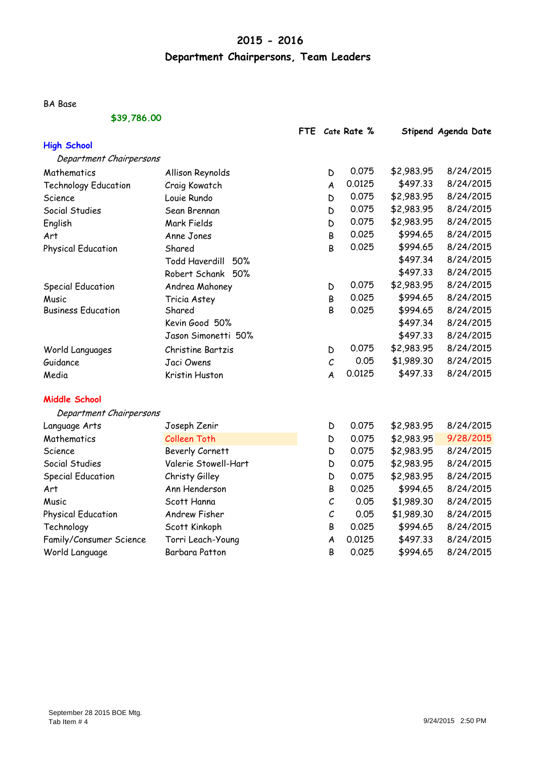# 2015 - 2016

## Department Chairpersons, Team Leaders

BA Base

**$39,786.00**

| | | FTE | Cate | Rate % | Stipend | Agenda Date |
|---|---|---|---|---|---|---|
| **High School** | | | | | | |
| *Department Chairpersons* | | | | | | |
| Mathematics | Allison Reynolds | | D | 0.075 | $2,983.95 | 8/24/2015 |
| Technology Education | Craig Kowatch | | A | 0.0125 | $497.33 | 8/24/2015 |
| Science | Louie Rundo | | D | 0.075 | $2,983.95 | 8/24/2015 |
| Social Studies | Sean Brennan | | D | 0.075 | $2,983.95 | 8/24/2015 |
| English | Mark Fields | | D | 0.075 | $2,983.95 | 8/24/2015 |
| Art | Anne Jones | | B | 0.025 | $994.65 | 8/24/2015 |
| Physical Education | Shared | | B | 0.025 | $994.65 | 8/24/2015 |
| | Todd Haverdill 50% | | | | $497.34 | 8/24/2015 |
| | Robert Schank 50% | | | | $497.33 | 8/24/2015 |
| Special Education | Andrea Mahoney | | D | 0.075 | $2,983.95 | 8/24/2015 |
| Music | Tricia Astey | | B | 0.025 | $994.65 | 8/24/2015 |
| Business Education | Shared | | B | 0.025 | $994.65 | 8/24/2015 |
| | Kevin Good 50% | | | | $497.34 | 8/24/2015 |
| | Jason Simonetti 50% | | | | $497.33 | 8/24/2015 |
| World Languages | Christine Bartzis | | D | 0.075 | $2,983.95 | 8/24/2015 |
| Guidance | Jaci Owens | | C | 0.05 | $1,989.30 | 8/24/2015 |
| Media | Kristin Huston | | A | 0.0125 | $497.33 | 8/24/2015 |
| **Middle School** | | | | | | |
| *Department Chairpersons* | | | | | | |
| Language Arts | Joseph Zenir | | D | 0.075 | $2,983.95 | 8/24/2015 |
| Mathematics | Colleen Toth | | D | 0.075 | $2,983.95 | 9/28/2015 |
| Science | Beverly Cornett | | D | 0.075 | $2,983.95 | 8/24/2015 |
| Social Studies | Valerie Stowell-Hart | | D | 0.075 | $2,983.95 | 8/24/2015 |
| Special Education | Christy Gilley | | D | 0.075 | $2,983.95 | 8/24/2015 |
| Art | Ann Henderson | | B | 0.025 | $994.65 | 8/24/2015 |
| Music | Scott Hanna | | C | 0.05 | $1,989.30 | 8/24/2015 |
| Physical Education | Andrew Fisher | | C | 0.05 | $1,989.30 | 8/24/2015 |
| Technology | Scott Kinkoph | | B | 0.025 | $994.65 | 8/24/2015 |
| Family/Consumer Science | Torri Leach-Young | | A | 0.0125 | $497.33 | 8/24/2015 |
| World Language | Barbara Patton | | B | 0.025 | $994.65 | 8/24/2015 |

September 28 2015 BOE Mtg.
Tab Item # 4

9/24/2015 2:50 PM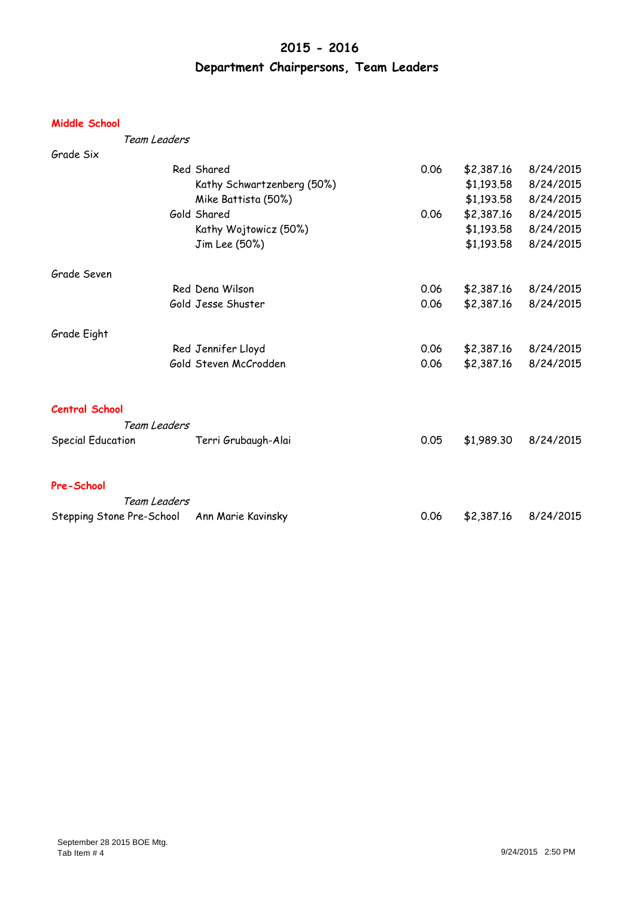# 2015 - 2016

## Department Chairpersons, Team Leaders

### Middle School

*Team Leaders*

| | | | | |
|---|---|---|---|---|
| Grade Six | | | | |
| | Red Shared | 0.06 | $2,387.16 | 8/24/2015 |
| | Kathy Schwartzenberg (50%) | | $1,193.58 | 8/24/2015 |
| | Mike Battista (50%) | | $1,193.58 | 8/24/2015 |
| | Gold Shared | 0.06 | $2,387.16 | 8/24/2015 |
| | Kathy Wojtowicz (50%) | | $1,193.58 | 8/24/2015 |
| | Jim Lee (50%) | | $1,193.58 | 8/24/2015 |
| Grade Seven | | | | |
| | Red Dena Wilson | 0.06 | $2,387.16 | 8/24/2015 |
| | Gold Jesse Shuster | 0.06 | $2,387.16 | 8/24/2015 |
| Grade Eight | | | | |
| | Red Jennifer Lloyd | 0.06 | $2,387.16 | 8/24/2015 |
| | Gold Steven McCrodden | 0.06 | $2,387.16 | 8/24/2015 |

### Central School

*Team Leaders*

| | | | | |
|---|---|---|---|---|
| Special Education | Terri Grubaugh-Alai | 0.05 | $1,989.30 | 8/24/2015 |

### Pre-School

*Team Leaders*

| | | | | |
|---|---|---|---|---|
| Stepping Stone Pre-School | Ann Marie Kavinsky | 0.06 | $2,387.16 | 8/24/2015 |

September 28 2015 BOE Mtg.
Tab Item # 4

9/24/2015 2:50 PM